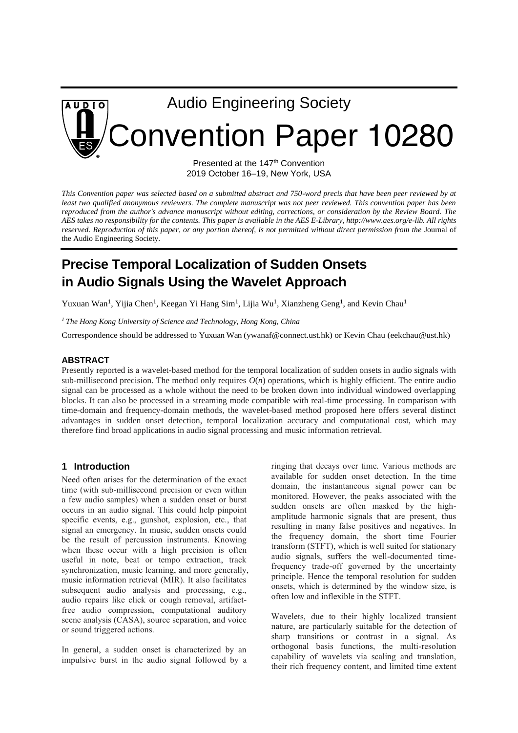Audio Engineering Society

# Convention Paper 10280

Presented at the 147th Convention
2019 October 16–19, New York, USA

*This Convention paper was selected based on a submitted abstract and 750-word precis that have been peer reviewed by at least two qualified anonymous reviewers. The complete manuscript was not peer reviewed. This convention paper has been reproduced from the author's advance manuscript without editing, corrections, or consideration by the Review Board. The AES takes no responsibility for the contents. This paper is available in the AES E-Library, http://www.aes.org/e-lib. All rights reserved. Reproduction of this paper, or any portion thereof, is not permitted without direct permission from the* Journal of the Audio Engineering Society.

# Precise Temporal Localization of Sudden Onsets in Audio Signals Using the Wavelet Approach

Yuxuan Wan[1], Yijia Chen[1], Keegan Yi Hang Sim[1], Lijia Wu[1], Xianzheng Geng[1], and Kevin Chau[1]

*[1] The Hong Kong University of Science and Technology, Hong Kong, China*

Correspondence should be addressed to Yuxuan Wan (ywanaf@connect.ust.hk) or Kevin Chau (eekchau@ust.hk)

### ABSTRACT

Presently reported is a wavelet-based method for the temporal localization of sudden onsets in audio signals with sub-millisecond precision. The method only requires $O(n)$ operations, which is highly efficient. The entire audio signal can be processed as a whole without the need to be broken down into individual windowed overlapping blocks. It can also be processed in a streaming mode compatible with real-time processing. In comparison with time-domain and frequency-domain methods, the wavelet-based method proposed here offers several distinct advantages in sudden onset detection, temporal localization accuracy and computational cost, which may therefore find broad applications in audio signal processing and music information retrieval.

## 1 Introduction

Need often arises for the determination of the exact time (with sub-millisecond precision or even within a few audio samples) when a sudden onset or burst occurs in an audio signal. This could help pinpoint specific events, e.g., gunshot, explosion, etc., that signal an emergency. In music, sudden onsets could be the result of percussion instruments. Knowing when these occur with a high precision is often useful in note, beat or tempo extraction, track synchronization, music learning, and more generally, music information retrieval (MIR). It also facilitates subsequent audio analysis and processing, e.g., audio repairs like click or cough removal, artifact-free audio compression, computational auditory scene analysis (CASA), source separation, and voice or sound triggered actions.

In general, a sudden onset is characterized by an impulsive burst in the audio signal followed by a ringing that decays over time. Various methods are available for sudden onset detection. In the time domain, the instantaneous signal power can be monitored. However, the peaks associated with the sudden onsets are often masked by the high-amplitude harmonic signals that are present, thus resulting in many false positives and negatives. In the frequency domain, the short time Fourier transform (STFT), which is well suited for stationary audio signals, suffers the well-documented time-frequency trade-off governed by the uncertainty principle. Hence the temporal resolution for sudden onsets, which is determined by the window size, is often low and inflexible in the STFT.

Wavelets, due to their highly localized transient nature, are particularly suitable for the detection of sharp transitions or contrast in a signal. As orthogonal basis functions, the multi-resolution capability of wavelets via scaling and translation, their rich frequency content, and limited time extent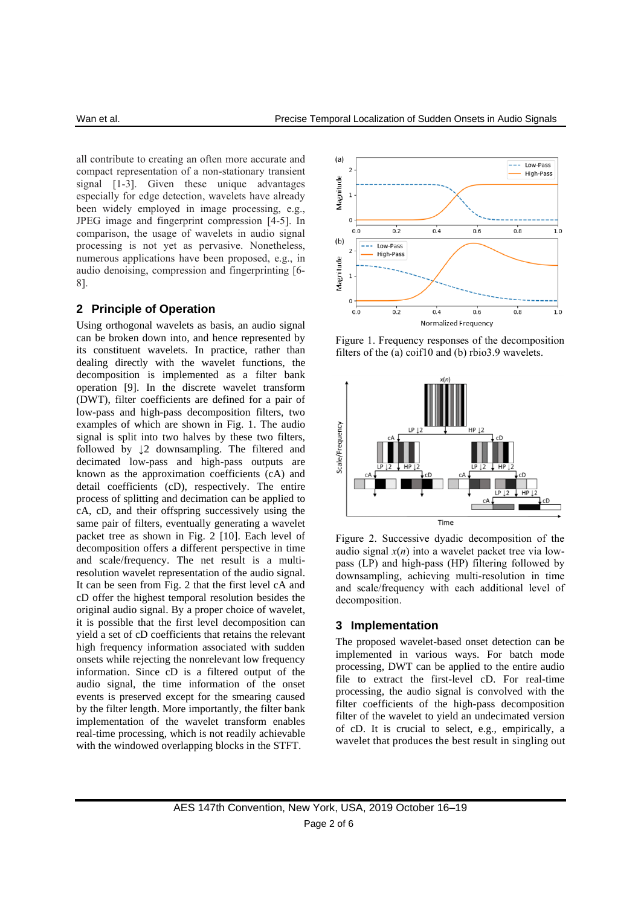all contribute to creating an often more accurate and compact representation of a non-stationary transient signal [1-3]. Given these unique advantages especially for edge detection, wavelets have already been widely employed in image processing, e.g., JPEG image and fingerprint compression [4-5]. In comparison, the usage of wavelets in audio signal processing is not yet as pervasive. Nonetheless, numerous applications have been proposed, e.g., in audio denoising, compression and fingerprinting [6-8].

## 2 Principle of Operation

Using orthogonal wavelets as basis, an audio signal can be broken down into, and hence represented by its constituent wavelets. In practice, rather than dealing directly with the wavelet functions, the decomposition is implemented as a filter bank operation [9]. In the discrete wavelet transform (DWT), filter coefficients are defined for a pair of low-pass and high-pass decomposition filters, two examples of which are shown in Fig. 1. The audio signal is split into two halves by these two filters, followed by ↓2 downsampling. The filtered and decimated low-pass and high-pass outputs are known as the approximation coefficients (cA) and detail coefficients (cD), respectively. The entire process of splitting and decimation can be applied to cA, cD, and their offspring successively using the same pair of filters, eventually generating a wavelet packet tree as shown in Fig. 2 [10]. Each level of decomposition offers a different perspective in time and scale/frequency. The net result is a multi-resolution wavelet representation of the audio signal. It can be seen from Fig. 2 that the first level cA and cD offer the highest temporal resolution besides the original audio signal. By a proper choice of wavelet, it is possible that the first level decomposition can yield a set of cD coefficients that retains the relevant high frequency information associated with sudden onsets while rejecting the nonrelevant low frequency information. Since cD is a filtered output of the audio signal, the time information of the onset events is preserved except for the smearing caused by the filter length. More importantly, the filter bank implementation of the wavelet transform enables real-time processing, which is not readily achievable with the windowed overlapping blocks in the STFT.

Figure 1. Frequency responses of the decomposition filters of the (a) coif10 and (b) rbio3.9 wavelets.

Figure 2. Successive dyadic decomposition of the audio signal $x(n)$ into a wavelet packet tree via low-pass (LP) and high-pass (HP) filtering followed by downsampling, achieving multi-resolution in time and scale/frequency with each additional level of decomposition.

## 3 Implementation

The proposed wavelet-based onset detection can be implemented in various ways. For batch mode processing, DWT can be applied to the entire audio file to extract the first-level cD. For real-time processing, the audio signal is convolved with the filter coefficients of the high-pass decomposition filter of the wavelet to yield an undecimated version of cD. It is crucial to select, e.g., empirically, a wavelet that produces the best result in singling out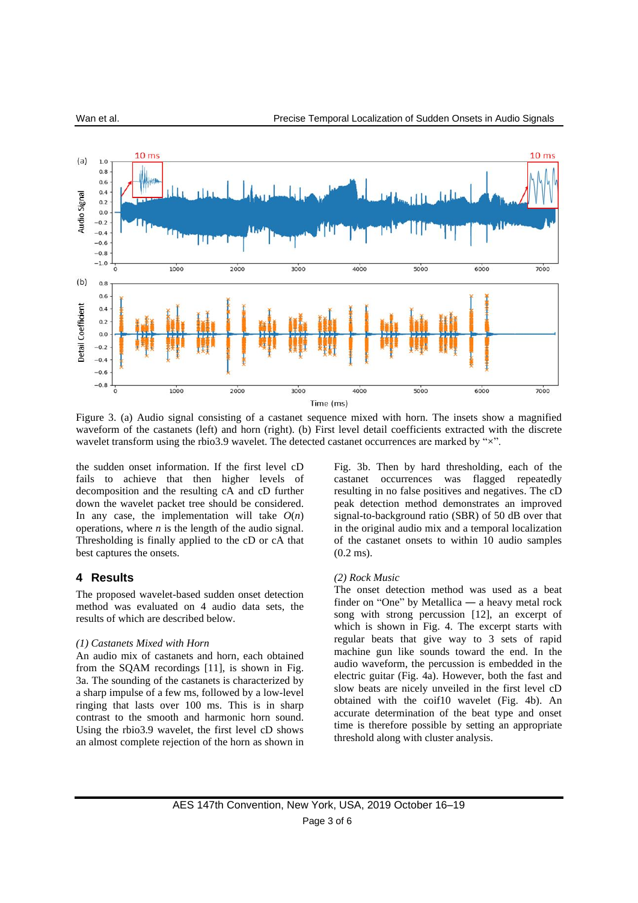Figure 3. (a) Audio signal consisting of a castanet sequence mixed with horn. The insets show a magnified waveform of the castanets (left) and horn (right). (b) First level detail coefficients extracted with the discrete wavelet transform using the rbio3.9 wavelet. The detected castanet occurrences are marked by "×".

the sudden onset information. If the first level cD fails to achieve that then higher levels of decomposition and the resulting cA and cD further down the wavelet packet tree should be considered. In any case, the implementation will take $O(n)$ operations, where $n$ is the length of the audio signal. Thresholding is finally applied to the cD or cA that best captures the onsets.

## 4 Results

The proposed wavelet-based sudden onset detection method was evaluated on 4 audio data sets, the results of which are described below.

*(1) Castanets Mixed with Horn*

An audio mix of castanets and horn, each obtained from the SQAM recordings [11], is shown in Fig. 3a. The sounding of the castanets is characterized by a sharp impulse of a few ms, followed by a low-level ringing that lasts over 100 ms. This is in sharp contrast to the smooth and harmonic horn sound. Using the rbio3.9 wavelet, the first level cD shows an almost complete rejection of the horn as shown in Fig. 3b. Then by hard thresholding, each of the castanet occurrences was flagged repeatedly resulting in no false positives and negatives. The cD peak detection method demonstrates an improved signal-to-background ratio (SBR) of 50 dB over that in the original audio mix and a temporal localization of the castanet onsets to within 10 audio samples (0.2 ms).

*(2) Rock Music*

The onset detection method was used as a beat finder on "One" by Metallica — a heavy metal rock song with strong percussion [12], an excerpt of which is shown in Fig. 4. The excerpt starts with regular beats that give way to 3 sets of rapid machine gun like sounds toward the end. In the audio waveform, the percussion is embedded in the electric guitar (Fig. 4a). However, both the fast and slow beats are nicely unveiled in the first level cD obtained with the coif10 wavelet (Fig. 4b). An accurate determination of the beat type and onset time is therefore possible by setting an appropriate threshold along with cluster analysis.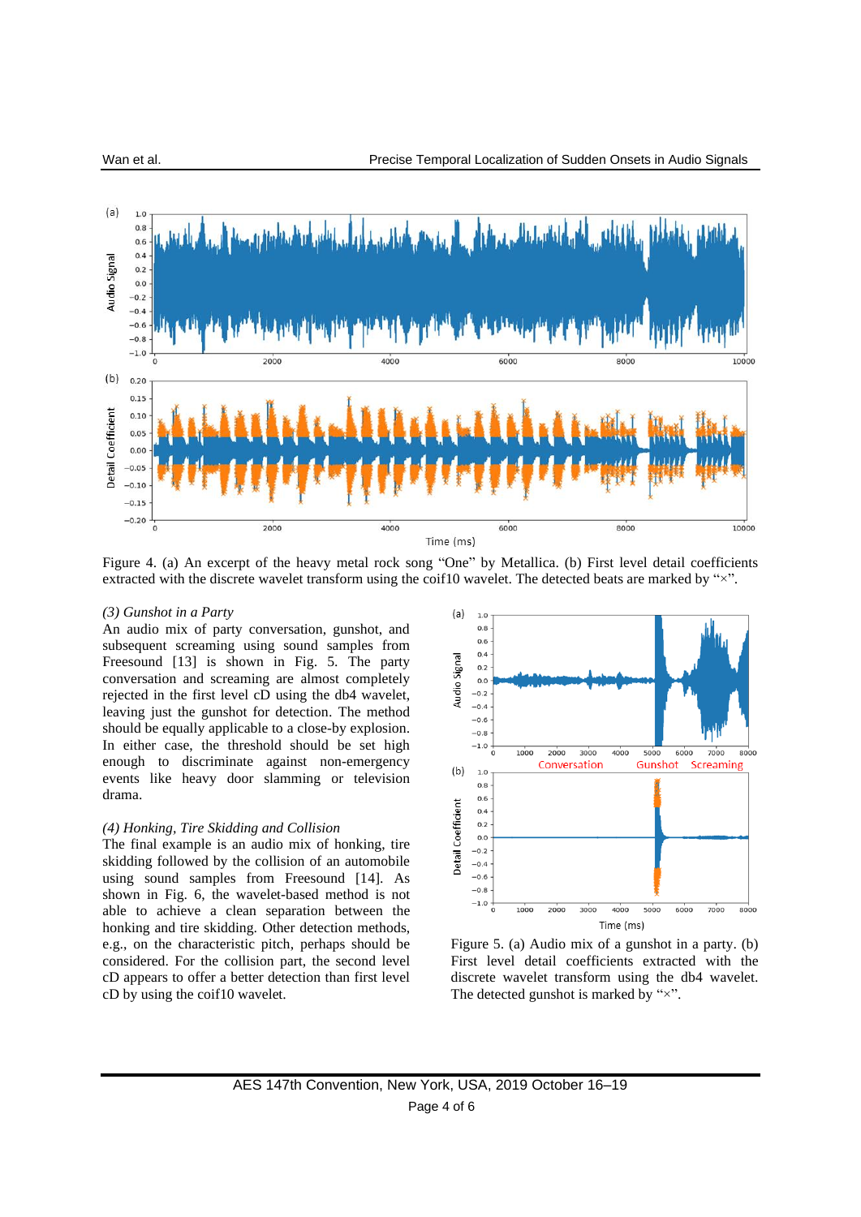Figure 4. (a) An excerpt of the heavy metal rock song "One" by Metallica. (b) First level detail coefficients extracted with the discrete wavelet transform using the coif10 wavelet. The detected beats are marked by "×".

*(3) Gunshot in a Party*

An audio mix of party conversation, gunshot, and subsequent screaming using sound samples from Freesound [13] is shown in Fig. 5. The party conversation and screaming are almost completely rejected in the first level cD using the db4 wavelet, leaving just the gunshot for detection. The method should be equally applicable to a close-by explosion. In either case, the threshold should be set high enough to discriminate against non-emergency events like heavy door slamming or television drama.

*(4) Honking, Tire Skidding and Collision*

The final example is an audio mix of honking, tire skidding followed by the collision of an automobile using sound samples from Freesound [14]. As shown in Fig. 6, the wavelet-based method is not able to achieve a clean separation between the honking and tire skidding. Other detection methods, e.g., on the characteristic pitch, perhaps should be considered. For the collision part, the second level cD appears to offer a better detection than first level cD by using the coif10 wavelet.

Figure 5. (a) Audio mix of a gunshot in a party. (b) First level detail coefficients extracted with the discrete wavelet transform using the db4 wavelet. The detected gunshot is marked by "×".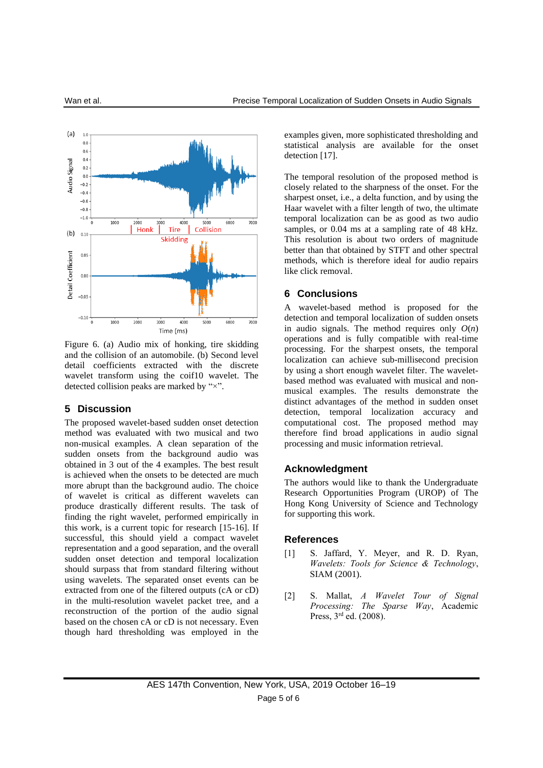Figure 6. (a) Audio mix of honking, tire skidding and the collision of an automobile. (b) Second level detail coefficients extracted with the discrete wavelet transform using the coif10 wavelet. The detected collision peaks are marked by "×".

## 5 Discussion

The proposed wavelet-based sudden onset detection method was evaluated with two musical and two non-musical examples. A clean separation of the sudden onsets from the background audio was obtained in 3 out of the 4 examples. The best result is achieved when the onsets to be detected are much more abrupt than the background audio. The choice of wavelet is critical as different wavelets can produce drastically different results. The task of finding the right wavelet, performed empirically in this work, is a current topic for research [15-16]. If successful, this should yield a compact wavelet representation and a good separation, and the overall sudden onset detection and temporal localization should surpass that from standard filtering without using wavelets. The separated onset events can be extracted from one of the filtered outputs (cA or cD) in the multi-resolution wavelet packet tree, and a reconstruction of the portion of the audio signal based on the chosen cA or cD is not necessary. Even though hard thresholding was employed in the examples given, more sophisticated thresholding and statistical analysis are available for the onset detection [17].

The temporal resolution of the proposed method is closely related to the sharpness of the onset. For the sharpest onset, i.e., a delta function, and by using the Haar wavelet with a filter length of two, the ultimate temporal localization can be as good as two audio samples, or 0.04 ms at a sampling rate of 48 kHz. This resolution is about two orders of magnitude better than that obtained by STFT and other spectral methods, which is therefore ideal for audio repairs like click removal.

## 6 Conclusions

A wavelet-based method is proposed for the detection and temporal localization of sudden onsets in audio signals. The method requires only $O(n)$ operations and is fully compatible with real-time processing. For the sharpest onsets, the temporal localization can achieve sub-millisecond precision by using a short enough wavelet filter. The wavelet-based method was evaluated with musical and non-musical examples. The results demonstrate the distinct advantages of the method in sudden onset detection, temporal localization accuracy and computational cost. The proposed method may therefore find broad applications in audio signal processing and music information retrieval.

## Acknowledgment

The authors would like to thank the Undergraduate Research Opportunities Program (UROP) of The Hong Kong University of Science and Technology for supporting this work.

## References

[1] S. Jaffard, Y. Meyer, and R. D. Ryan, *Wavelets: Tools for Science & Technology*, SIAM (2001).

[2] S. Mallat, *A Wavelet Tour of Signal Processing: The Sparse Way*, Academic Press, 3rd ed. (2008).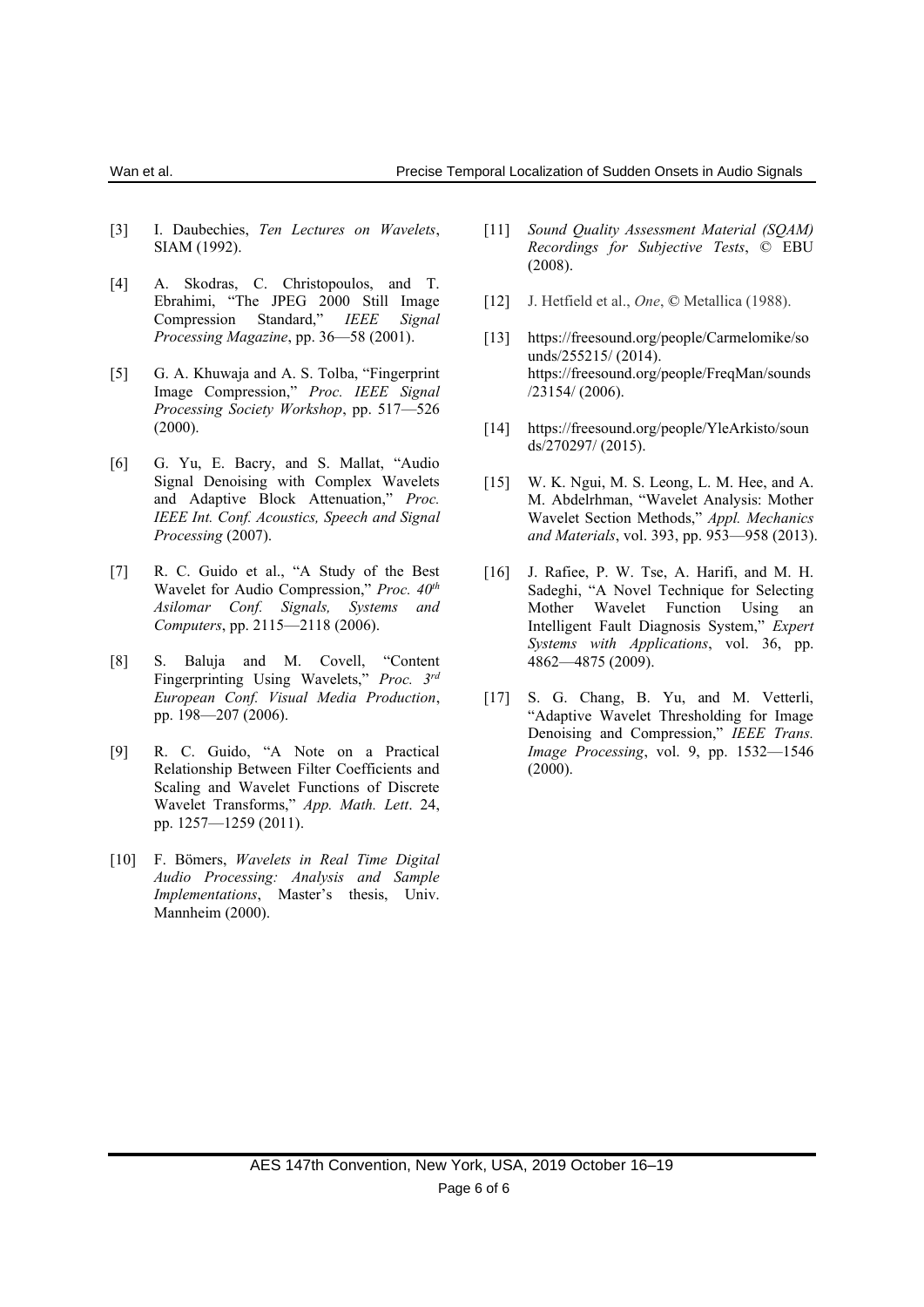[3] I. Daubechies, *Ten Lectures on Wavelets*, SIAM (1992).

[4] A. Skodras, C. Christopoulos, and T. Ebrahimi, "The JPEG 2000 Still Image Compression Standard," *IEEE Signal Processing Magazine*, pp. 36—58 (2001).

[5] G. A. Khuwaja and A. S. Tolba, "Fingerprint Image Compression," *Proc. IEEE Signal Processing Society Workshop*, pp. 517—526 (2000).

[6] G. Yu, E. Bacry, and S. Mallat, "Audio Signal Denoising with Complex Wavelets and Adaptive Block Attenuation," *Proc. IEEE Int. Conf. Acoustics, Speech and Signal Processing* (2007).

[7] R. C. Guido et al., "A Study of the Best Wavelet for Audio Compression," *Proc. 40th Asilomar Conf. Signals, Systems and Computers*, pp. 2115—2118 (2006).

[8] S. Baluja and M. Covell, "Content Fingerprinting Using Wavelets," *Proc. 3rd European Conf. Visual Media Production*, pp. 198—207 (2006).

[9] R. C. Guido, "A Note on a Practical Relationship Between Filter Coefficients and Scaling and Wavelet Functions of Discrete Wavelet Transforms," *App. Math. Lett*. 24, pp. 1257—1259 (2011).

[10] F. Bömers, *Wavelets in Real Time Digital Audio Processing: Analysis and Sample Implementations*, Master's thesis, Univ. Mannheim (2000).

[11] *Sound Quality Assessment Material (SQAM) Recordings for Subjective Tests*, © EBU (2008).

[12] J. Hetfield et al., *One*, © Metallica (1988).

[13] https://freesound.org/people/Carmelomike/sounds/255215/ (2014). https://freesound.org/people/FreqMan/sounds/23154/ (2006).

[14] https://freesound.org/people/YleArkisto/sounds/270297/ (2015).

[15] W. K. Ngui, M. S. Leong, L. M. Hee, and A. M. Abdelrhman, "Wavelet Analysis: Mother Wavelet Section Methods," *Appl. Mechanics and Materials*, vol. 393, pp. 953—958 (2013).

[16] J. Rafiee, P. W. Tse, A. Harifi, and M. H. Sadeghi, "A Novel Technique for Selecting Mother Wavelet Function Using an Intelligent Fault Diagnosis System," *Expert Systems with Applications*, vol. 36, pp. 4862—4875 (2009).

[17] S. G. Chang, B. Yu, and M. Vetterli, "Adaptive Wavelet Thresholding for Image Denoising and Compression," *IEEE Trans. Image Processing*, vol. 9, pp. 1532—1546 (2000).